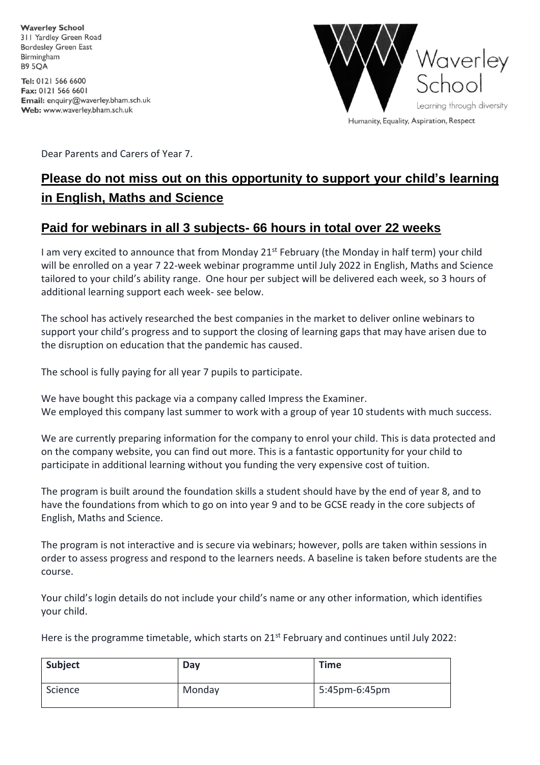**Waverley School**
311 Yardley Green Road
Bordesley Green East
Birmingham
B9 5QA

**Tel:** 0121 566 6600
**Fax:** 0121 566 6601
**Email:** enquiry@waverley.bham.sch.uk
**Web:** www.waverley.bham.sch.uk

Waverley School
Learning through diversity
Humanity, Equality, Aspiration, Respect

Dear Parents and Carers of Year 7.

## Please do not miss out on this opportunity to support your child's learning in English, Maths and Science

## Paid for webinars in all 3 subjects- 66 hours in total over 22 weeks

I am very excited to announce that from Monday 21st February (the Monday in half term) your child will be enrolled on a year 7 22-week webinar programme until July 2022 in English, Maths and Science tailored to your child's ability range. One hour per subject will be delivered each week, so 3 hours of additional learning support each week- see below.

The school has actively researched the best companies in the market to deliver online webinars to support your child's progress and to support the closing of learning gaps that may have arisen due to the disruption on education that the pandemic has caused.

The school is fully paying for all year 7 pupils to participate.

We have bought this package via a company called Impress the Examiner.
We employed this company last summer to work with a group of year 10 students with much success.

We are currently preparing information for the company to enrol your child. This is data protected and on the company website, you can find out more. This is a fantastic opportunity for your child to participate in additional learning without you funding the very expensive cost of tuition.

The program is built around the foundation skills a student should have by the end of year 8, and to have the foundations from which to go on into year 9 and to be GCSE ready in the core subjects of English, Maths and Science.

The program is not interactive and is secure via webinars; however, polls are taken within sessions in order to assess progress and respond to the learners needs. A baseline is taken before students are the course.

Your child's login details do not include your child's name or any other information, which identifies your child.

Here is the programme timetable, which starts on 21st February and continues until July 2022:

| Subject | Day | Time |
|---|---|---|
| Science | Monday | 5:45pm-6:45pm |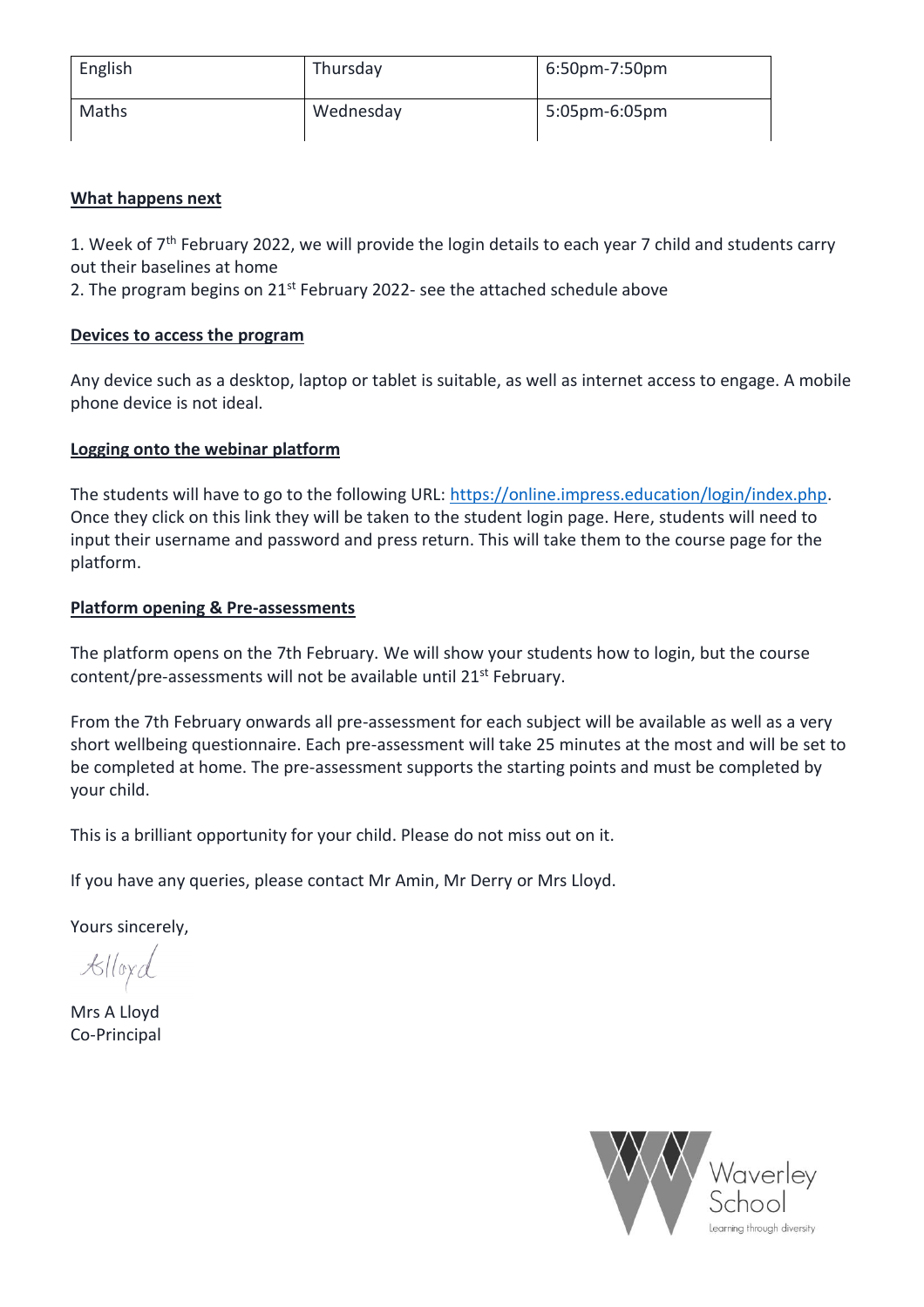| English | Thursday | 6:50pm-7:50pm |
|---|---|---|
| Maths | Wednesday | 5:05pm-6:05pm |

**What happens next**

1. Week of 7th February 2022, we will provide the login details to each year 7 child and students carry out their baselines at home
2. The program begins on 21st February 2022- see the attached schedule above

**Devices to access the program**

Any device such as a desktop, laptop or tablet is suitable, as well as internet access to engage. A mobile phone device is not ideal.

**Logging onto the webinar platform**

The students will have to go to the following URL: https://online.impress.education/login/index.php. Once they click on this link they will be taken to the student login page. Here, students will need to input their username and password and press return. This will take them to the course page for the platform.

**Platform opening & Pre-assessments**

The platform opens on the 7th February. We will show your students how to login, but the course content/pre-assessments will not be available until 21st February.

From the 7th February onwards all pre-assessment for each subject will be available as well as a very short wellbeing questionnaire. Each pre-assessment will take 25 minutes at the most and will be set to be completed at home. The pre-assessment supports the starting points and must be completed by your child.

This is a brilliant opportunity for your child. Please do not miss out on it.

If you have any queries, please contact Mr Amin, Mr Derry or Mrs Lloyd.

Yours sincerely,

ALloyd

Mrs A Lloyd
Co-Principal

Waverley School
Learning through diversity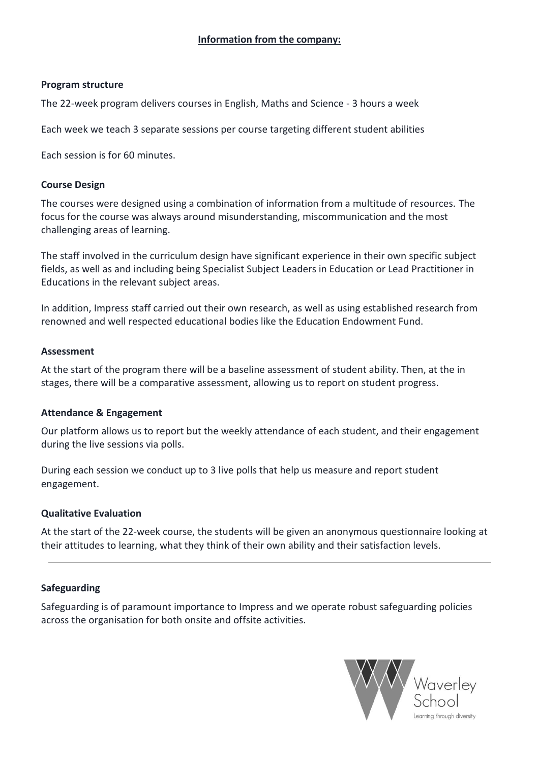**Information from the company:**

**Program structure**

The 22-week program delivers courses in English, Maths and Science - 3 hours a week

Each week we teach 3 separate sessions per course targeting different student abilities

Each session is for 60 minutes.

**Course Design**

The courses were designed using a combination of information from a multitude of resources. The focus for the course was always around misunderstanding, miscommunication and the most challenging areas of learning.

The staff involved in the curriculum design have significant experience in their own specific subject fields, as well as and including being Specialist Subject Leaders in Education or Lead Practitioner in Educations in the relevant subject areas.

In addition, Impress staff carried out their own research, as well as using established research from renowned and well respected educational bodies like the Education Endowment Fund.

**Assessment**

At the start of the program there will be a baseline assessment of student ability. Then, at the in stages, there will be a comparative assessment, allowing us to report on student progress.

**Attendance & Engagement**

Our platform allows us to report but the weekly attendance of each student, and their engagement during the live sessions via polls.

During each session we conduct up to 3 live polls that help us measure and report student engagement.

**Qualitative Evaluation**

At the start of the 22-week course, the students will be given an anonymous questionnaire looking at their attitudes to learning, what they think of their own ability and their satisfaction levels.

---

**Safeguarding**

Safeguarding is of paramount importance to Impress and we operate robust safeguarding policies across the organisation for both onsite and offsite activities.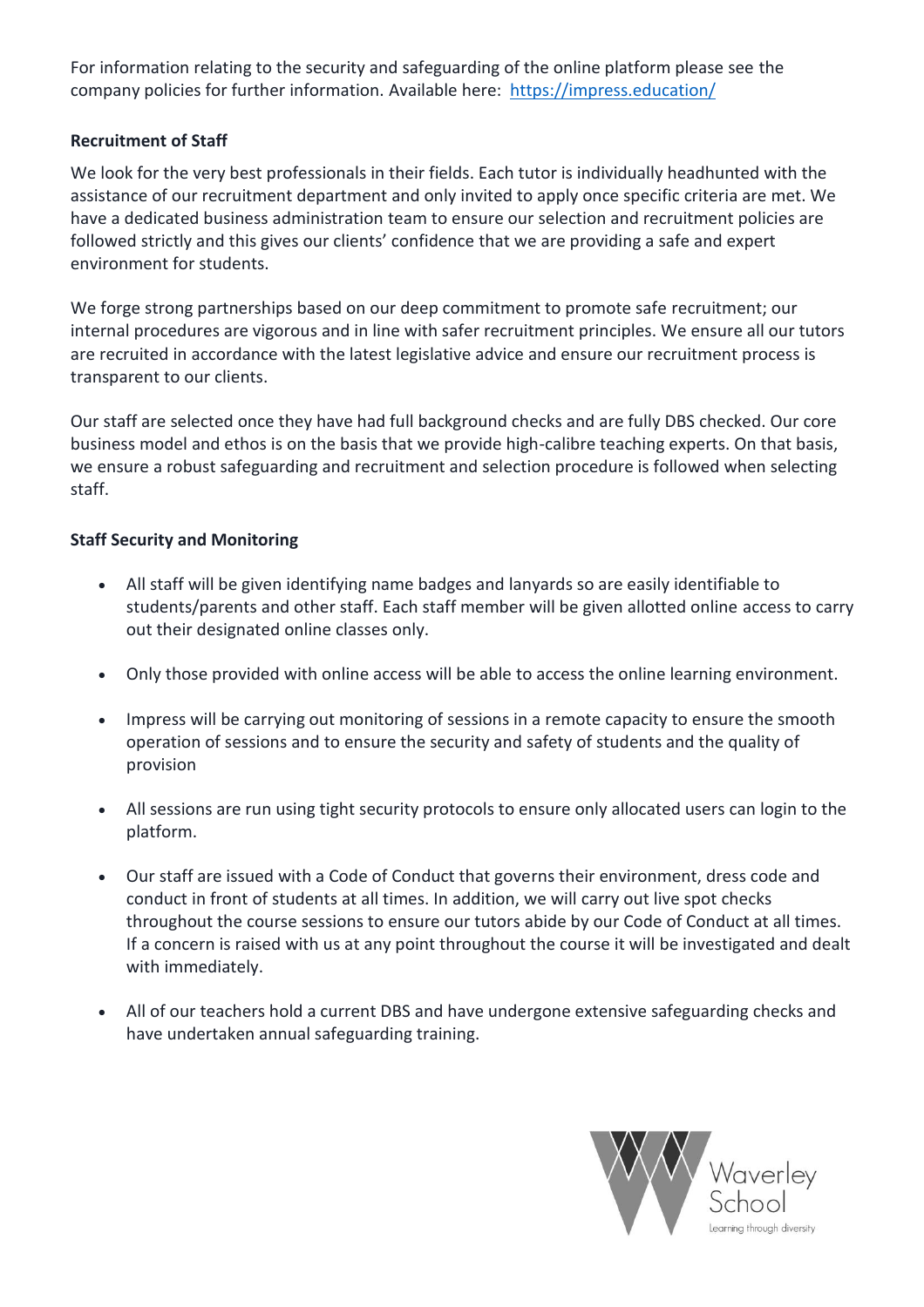For information relating to the security and safeguarding of the online platform please see the company policies for further information. Available here: [https://impress.education/](https://impress.education/)

**Recruitment of Staff**

We look for the very best professionals in their fields. Each tutor is individually headhunted with the assistance of our recruitment department and only invited to apply once specific criteria are met. We have a dedicated business administration team to ensure our selection and recruitment policies are followed strictly and this gives our clients' confidence that we are providing a safe and expert environment for students.

We forge strong partnerships based on our deep commitment to promote safe recruitment; our internal procedures are vigorous and in line with safer recruitment principles. We ensure all our tutors are recruited in accordance with the latest legislative advice and ensure our recruitment process is transparent to our clients.

Our staff are selected once they have had full background checks and are fully DBS checked. Our core business model and ethos is on the basis that we provide high-calibre teaching experts. On that basis, we ensure a robust safeguarding and recruitment and selection procedure is followed when selecting staff.

**Staff Security and Monitoring**

- All staff will be given identifying name badges and lanyards so are easily identifiable to students/parents and other staff. Each staff member will be given allotted online access to carry out their designated online classes only.
- Only those provided with online access will be able to access the online learning environment.
- Impress will be carrying out monitoring of sessions in a remote capacity to ensure the smooth operation of sessions and to ensure the security and safety of students and the quality of provision
- All sessions are run using tight security protocols to ensure only allocated users can login to the platform.
- Our staff are issued with a Code of Conduct that governs their environment, dress code and conduct in front of students at all times. In addition, we will carry out live spot checks throughout the course sessions to ensure our tutors abide by our Code of Conduct at all times. If a concern is raised with us at any point throughout the course it will be investigated and dealt with immediately.
- All of our teachers hold a current DBS and have undergone extensive safeguarding checks and have undertaken annual safeguarding training.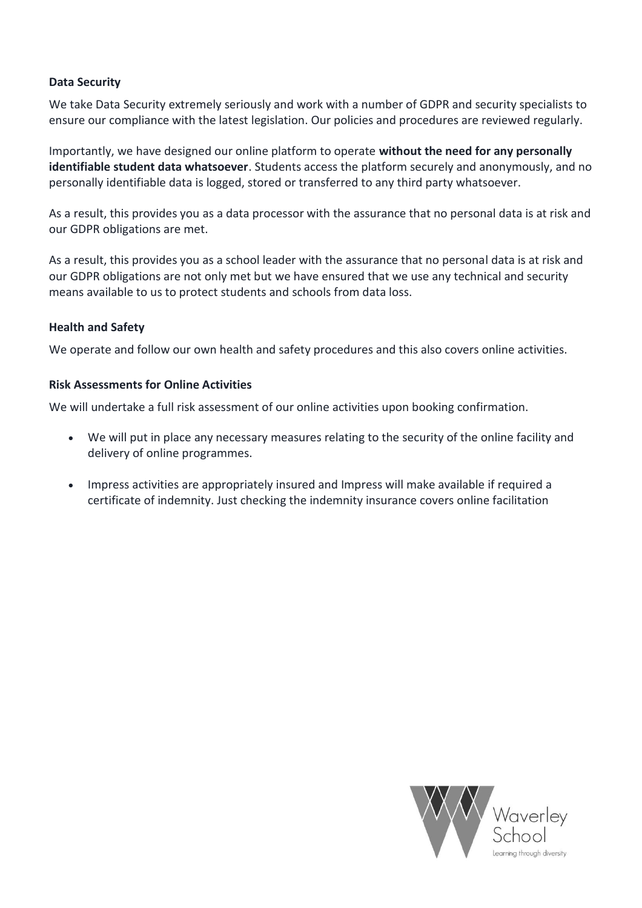**Data Security**

We take Data Security extremely seriously and work with a number of GDPR and security specialists to ensure our compliance with the latest legislation. Our policies and procedures are reviewed regularly.

Importantly, we have designed our online platform to operate **without the need for any personally identifiable student data whatsoever**. Students access the platform securely and anonymously, and no personally identifiable data is logged, stored or transferred to any third party whatsoever.

As a result, this provides you as a data processor with the assurance that no personal data is at risk and our GDPR obligations are met.

As a result, this provides you as a school leader with the assurance that no personal data is at risk and our GDPR obligations are not only met but we have ensured that we use any technical and security means available to us to protect students and schools from data loss.

**Health and Safety**

We operate and follow our own health and safety procedures and this also covers online activities.

**Risk Assessments for Online Activities**

We will undertake a full risk assessment of our online activities upon booking confirmation.

- We will put in place any necessary measures relating to the security of the online facility and delivery of online programmes.
- Impress activities are appropriately insured and Impress will make available if required a certificate of indemnity. Just checking the indemnity insurance covers online facilitation

Waverley School
Learning through diversity